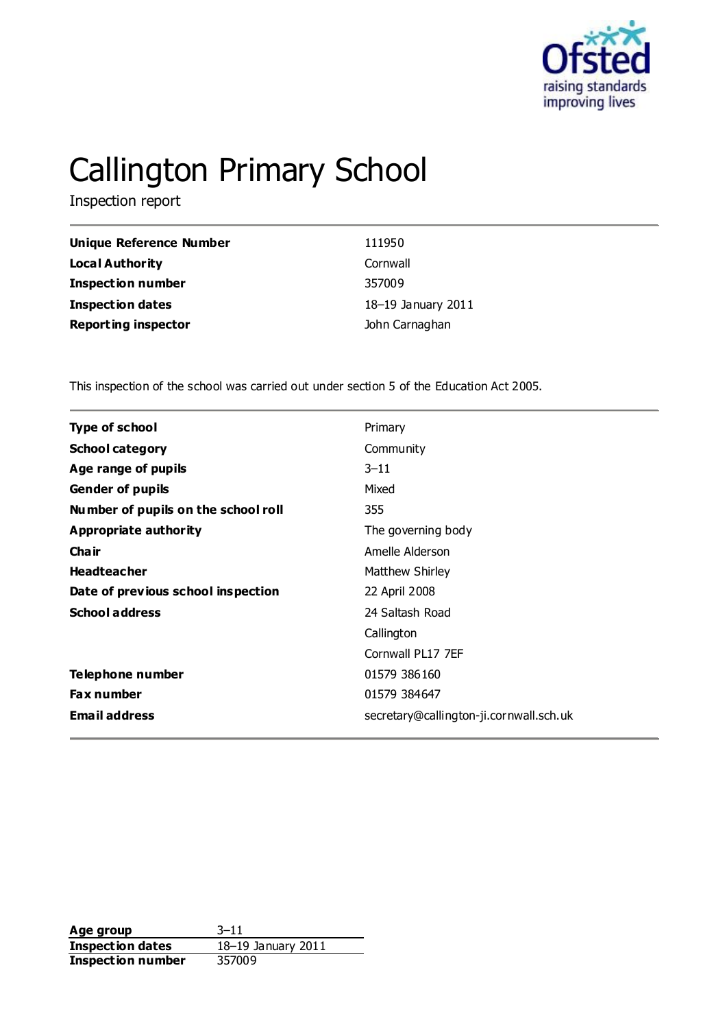# Callington Primary School

Inspection report

| | |
|---|---|
| **Unique Reference Number** | 111950 |
| **Local Authority** | Cornwall |
| **Inspection number** | 357009 |
| **Inspection dates** | 18–19 January 2011 |
| **Reporting inspector** | John Carnaghan |

This inspection of the school was carried out under section 5 of the Education Act 2005.

| | |
|---|---|
| **Type of school** | Primary |
| **School category** | Community |
| **Age range of pupils** | 3–11 |
| **Gender of pupils** | Mixed |
| **Number of pupils on the school roll** | 355 |
| **Appropriate authority** | The governing body |
| **Chair** | Amelle Alderson |
| **Headteacher** | Matthew Shirley |
| **Date of previous school inspection** | 22 April 2008 |
| **School address** | 24 Saltash Road |
| | Callington |
| | Cornwall PL17 7EF |
| **Telephone number** | 01579 386160 |
| **Fax number** | 01579 384647 |
| **Email address** | secretary@callington-ji.cornwall.sch.uk |

| | |
|---|---|
| **Age group** | 3–11 |
| **Inspection dates** | 18–19 January 2011 |
| **Inspection number** | 357009 |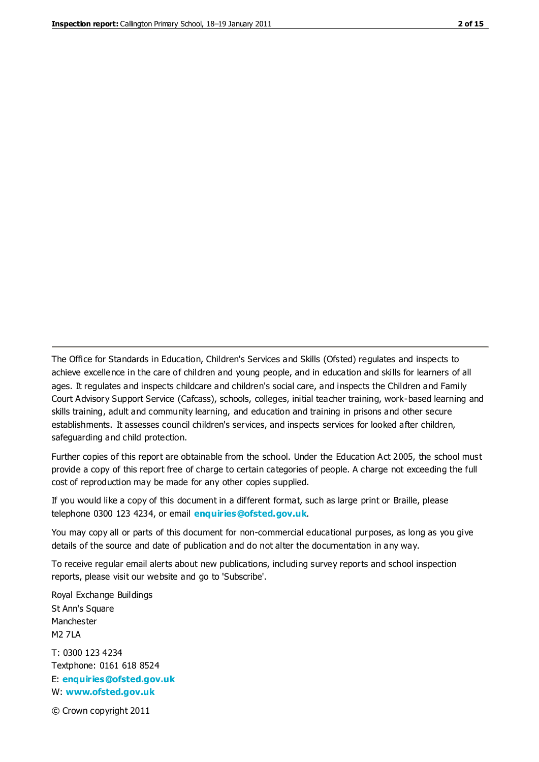The Office for Standards in Education, Children's Services and Skills (Ofsted) regulates and inspects to achieve excellence in the care of children and young people, and in education and skills for learners of all ages. It regulates and inspects childcare and children's social care, and inspects the Children and Family Court Advisory Support Service (Cafcass), schools, colleges, initial teacher training, work-based learning and skills training, adult and community learning, and education and training in prisons and other secure establishments. It assesses council children's services, and inspects services for looked after children, safeguarding and child protection.

Further copies of this report are obtainable from the school. Under the Education Act 2005, the school must provide a copy of this report free of charge to certain categories of people. A charge not exceeding the full cost of reproduction may be made for any other copies supplied.

If you would like a copy of this document in a different format, such as large print or Braille, please telephone 0300 123 4234, or email **enquiries@ofsted.gov.uk**.

You may copy all or parts of this document for non-commercial educational purposes, as long as you give details of the source and date of publication and do not alter the documentation in any way.

To receive regular email alerts about new publications, including survey reports and school inspection reports, please visit our website and go to 'Subscribe'.

Royal Exchange Buildings
St Ann's Square
Manchester
M2 7LA

T: 0300 123 4234
Textphone: 0161 618 8524
E: **enquiries@ofsted.gov.uk**
W: **www.ofsted.gov.uk**

© Crown copyright 2011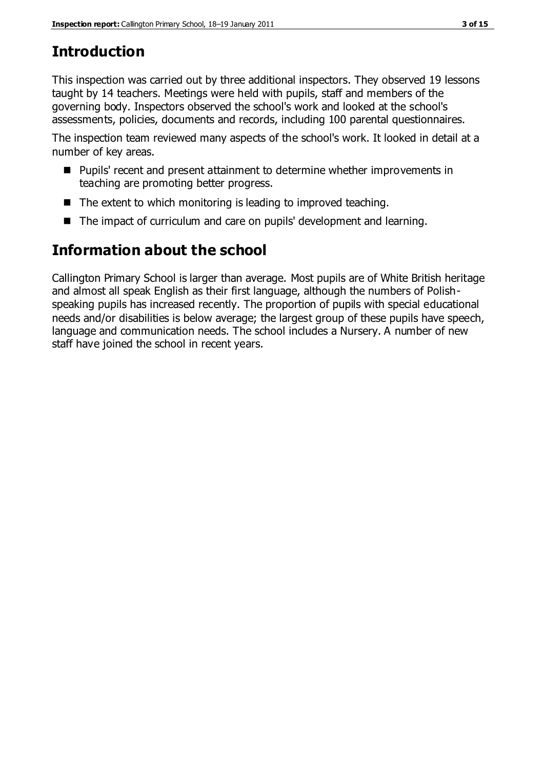# Introduction

This inspection was carried out by three additional inspectors. They observed 19 lessons taught by 14 teachers. Meetings were held with pupils, staff and members of the governing body. Inspectors observed the school's work and looked at the school's assessments, policies, documents and records, including 100 parental questionnaires.

The inspection team reviewed many aspects of the school's work. It looked in detail at a number of key areas.

- Pupils' recent and present attainment to determine whether improvements in teaching are promoting better progress.
- The extent to which monitoring is leading to improved teaching.
- The impact of curriculum and care on pupils' development and learning.

# Information about the school

Callington Primary School is larger than average. Most pupils are of White British heritage and almost all speak English as their first language, although the numbers of Polish-speaking pupils has increased recently. The proportion of pupils with special educational needs and/or disabilities is below average; the largest group of these pupils have speech, language and communication needs. The school includes a Nursery. A number of new staff have joined the school in recent years.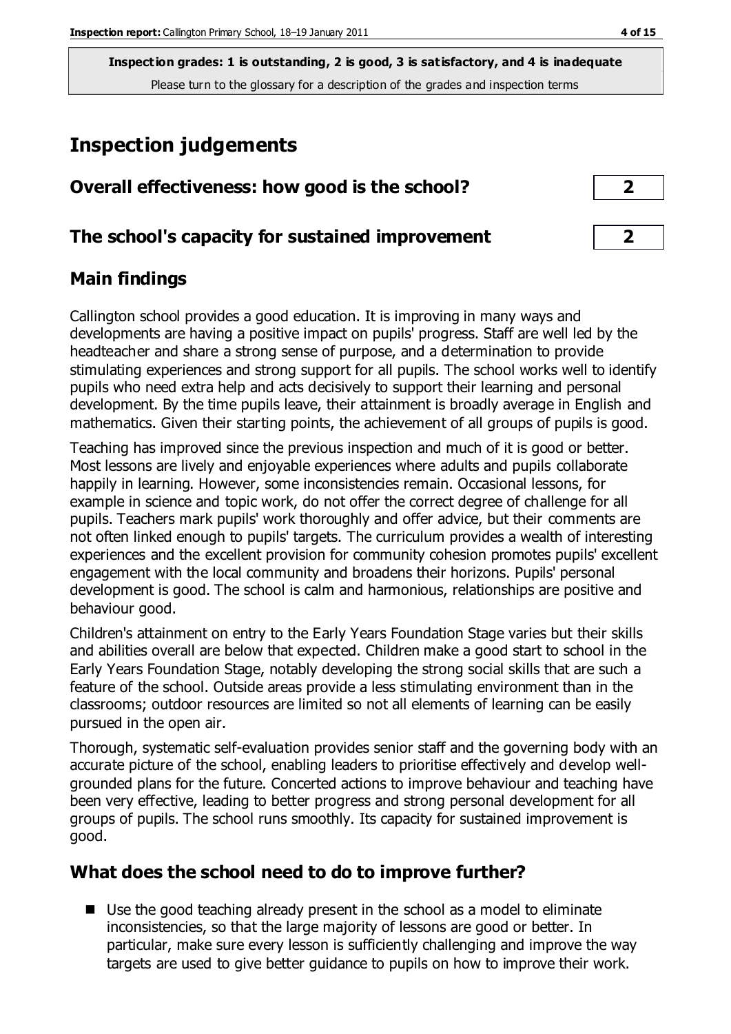**Inspection grades: 1 is outstanding, 2 is good, 3 is satisfactory, and 4 is inadequate**
Please turn to the glossary for a description of the grades and inspection terms

# Inspection judgements

## Overall effectiveness: how good is the school? — 2

## The school's capacity for sustained improvement — 2

## Main findings

Callington school provides a good education. It is improving in many ways and developments are having a positive impact on pupils' progress. Staff are well led by the headteacher and share a strong sense of purpose, and a determination to provide stimulating experiences and strong support for all pupils. The school works well to identify pupils who need extra help and acts decisively to support their learning and personal development. By the time pupils leave, their attainment is broadly average in English and mathematics. Given their starting points, the achievement of all groups of pupils is good.

Teaching has improved since the previous inspection and much of it is good or better. Most lessons are lively and enjoyable experiences where adults and pupils collaborate happily in learning. However, some inconsistencies remain. Occasional lessons, for example in science and topic work, do not offer the correct degree of challenge for all pupils. Teachers mark pupils' work thoroughly and offer advice, but their comments are not often linked enough to pupils' targets. The curriculum provides a wealth of interesting experiences and the excellent provision for community cohesion promotes pupils' excellent engagement with the local community and broadens their horizons. Pupils' personal development is good. The school is calm and harmonious, relationships are positive and behaviour good.

Children's attainment on entry to the Early Years Foundation Stage varies but their skills and abilities overall are below that expected. Children make a good start to school in the Early Years Foundation Stage, notably developing the strong social skills that are such a feature of the school. Outside areas provide a less stimulating environment than in the classrooms; outdoor resources are limited so not all elements of learning can be easily pursued in the open air.

Thorough, systematic self-evaluation provides senior staff and the governing body with an accurate picture of the school, enabling leaders to prioritise effectively and develop well-grounded plans for the future. Concerted actions to improve behaviour and teaching have been very effective, leading to better progress and strong personal development for all groups of pupils. The school runs smoothly. Its capacity for sustained improvement is good.

## What does the school need to do to improve further?

- Use the good teaching already present in the school as a model to eliminate inconsistencies, so that the large majority of lessons are good or better. In particular, make sure every lesson is sufficiently challenging and improve the way targets are used to give better guidance to pupils on how to improve their work.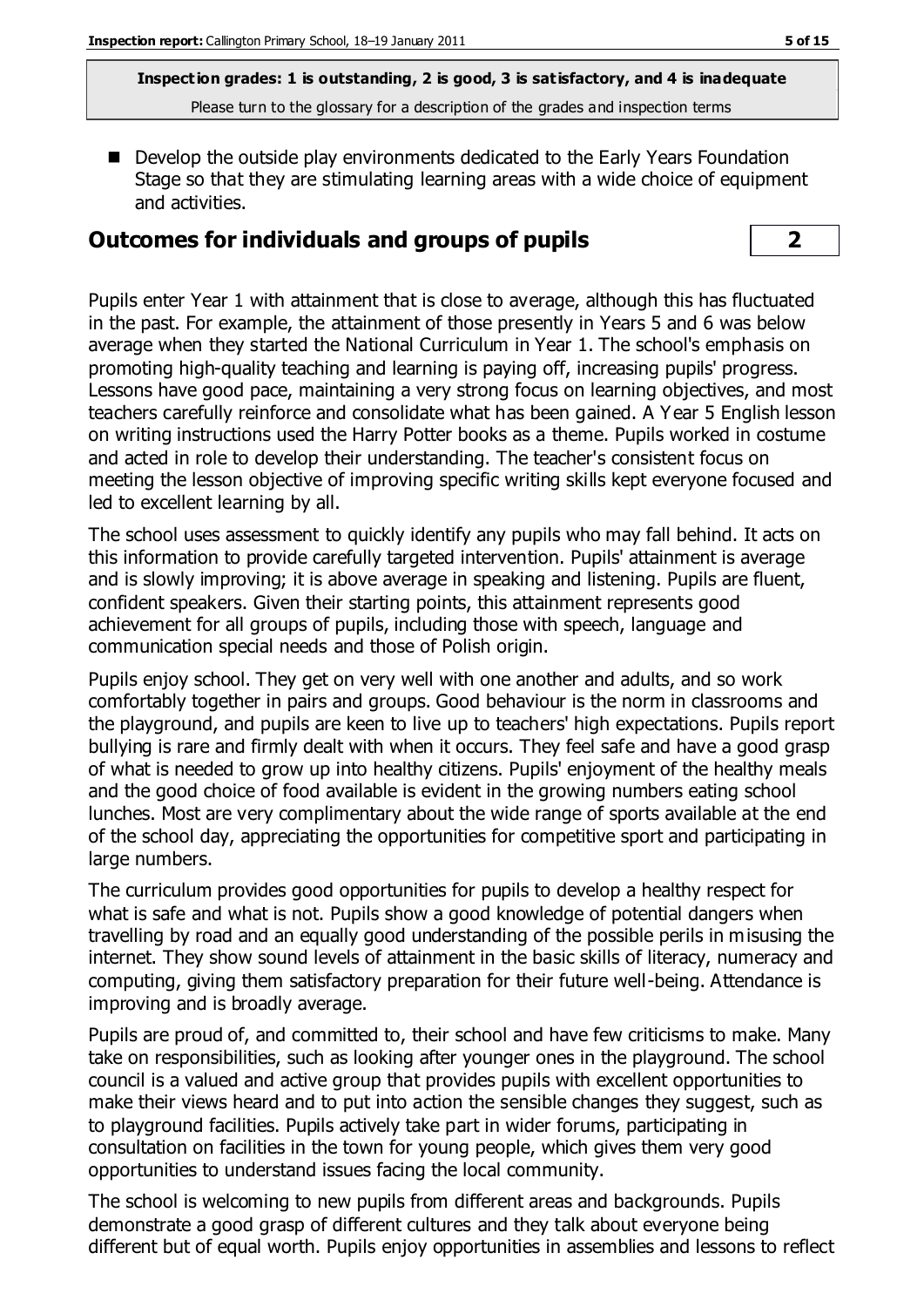**Inspection grades: 1 is outstanding, 2 is good, 3 is satisfactory, and 4 is inadequate**
Please turn to the glossary for a description of the grades and inspection terms

- Develop the outside play environments dedicated to the Early Years Foundation Stage so that they are stimulating learning areas with a wide choice of equipment and activities.

## Outcomes for individuals and groups of pupils | 2

Pupils enter Year 1 with attainment that is close to average, although this has fluctuated in the past. For example, the attainment of those presently in Years 5 and 6 was below average when they started the National Curriculum in Year 1. The school's emphasis on promoting high-quality teaching and learning is paying off, increasing pupils' progress. Lessons have good pace, maintaining a very strong focus on learning objectives, and most teachers carefully reinforce and consolidate what has been gained. A Year 5 English lesson on writing instructions used the Harry Potter books as a theme. Pupils worked in costume and acted in role to develop their understanding. The teacher's consistent focus on meeting the lesson objective of improving specific writing skills kept everyone focused and led to excellent learning by all.

The school uses assessment to quickly identify any pupils who may fall behind. It acts on this information to provide carefully targeted intervention. Pupils' attainment is average and is slowly improving; it is above average in speaking and listening. Pupils are fluent, confident speakers. Given their starting points, this attainment represents good achievement for all groups of pupils, including those with speech, language and communication special needs and those of Polish origin.

Pupils enjoy school. They get on very well with one another and adults, and so work comfortably together in pairs and groups. Good behaviour is the norm in classrooms and the playground, and pupils are keen to live up to teachers' high expectations. Pupils report bullying is rare and firmly dealt with when it occurs. They feel safe and have a good grasp of what is needed to grow up into healthy citizens. Pupils' enjoyment of the healthy meals and the good choice of food available is evident in the growing numbers eating school lunches. Most are very complimentary about the wide range of sports available at the end of the school day, appreciating the opportunities for competitive sport and participating in large numbers.

The curriculum provides good opportunities for pupils to develop a healthy respect for what is safe and what is not. Pupils show a good knowledge of potential dangers when travelling by road and an equally good understanding of the possible perils in misusing the internet. They show sound levels of attainment in the basic skills of literacy, numeracy and computing, giving them satisfactory preparation for their future well-being. Attendance is improving and is broadly average.

Pupils are proud of, and committed to, their school and have few criticisms to make. Many take on responsibilities, such as looking after younger ones in the playground. The school council is a valued and active group that provides pupils with excellent opportunities to make their views heard and to put into action the sensible changes they suggest, such as to playground facilities. Pupils actively take part in wider forums, participating in consultation on facilities in the town for young people, which gives them very good opportunities to understand issues facing the local community.

The school is welcoming to new pupils from different areas and backgrounds. Pupils demonstrate a good grasp of different cultures and they talk about everyone being different but of equal worth. Pupils enjoy opportunities in assemblies and lessons to reflect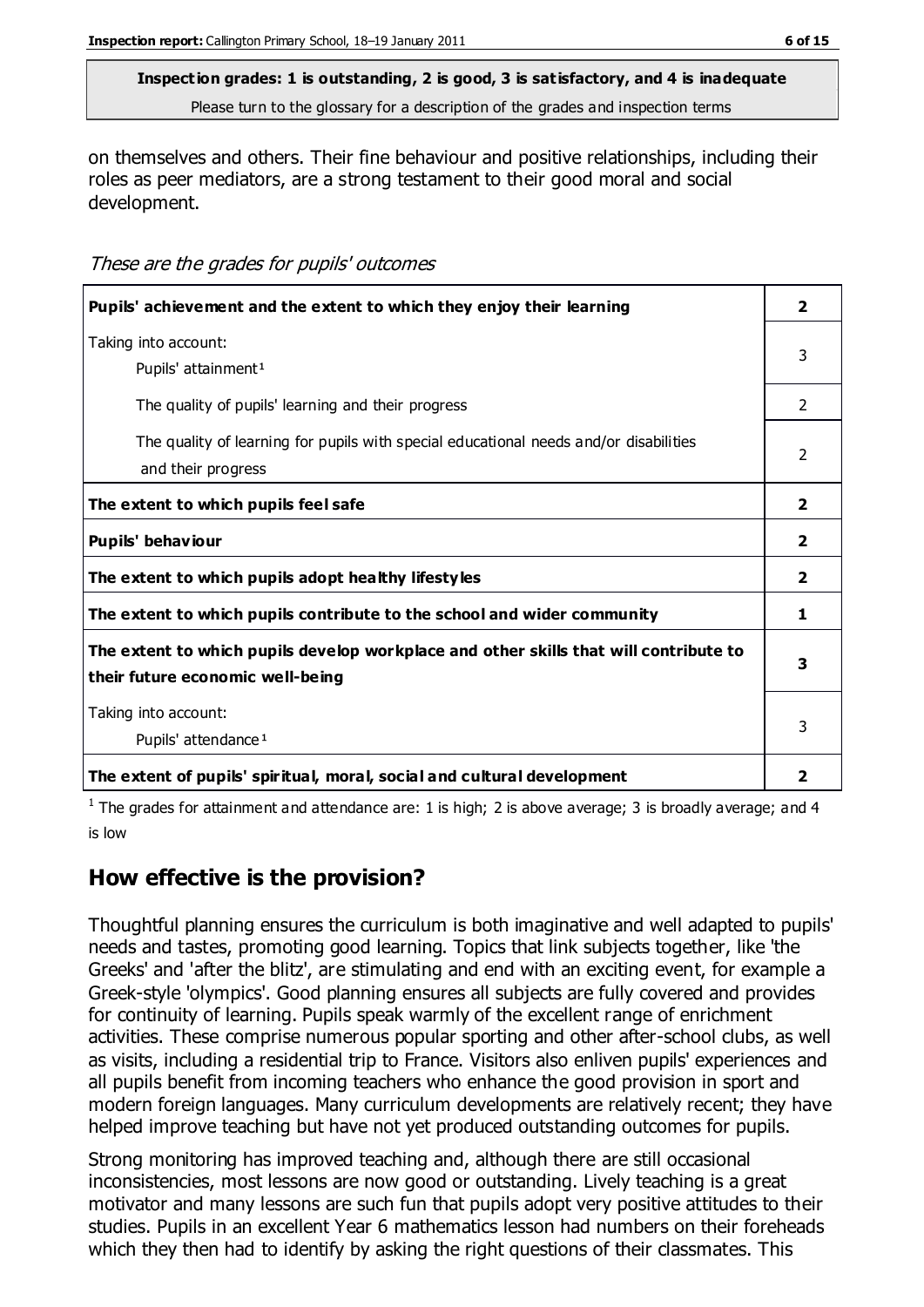**Inspection grades: 1 is outstanding, 2 is good, 3 is satisfactory, and 4 is inadequate**
Please turn to the glossary for a description of the grades and inspection terms

on themselves and others. Their fine behaviour and positive relationships, including their roles as peer mediators, are a strong testament to their good moral and social development.

*These are the grades for pupils' outcomes*

| | |
|---|---|
| **Pupils' achievement and the extent to which they enjoy their learning** | **2** |
| Taking into account:<br>Pupils' attainment[1] | 3 |
| The quality of pupils' learning and their progress | 2 |
| The quality of learning for pupils with special educational needs and/or disabilities and their progress | 2 |
| **The extent to which pupils feel safe** | **2** |
| **Pupils' behaviour** | **2** |
| **The extent to which pupils adopt healthy lifestyles** | **2** |
| **The extent to which pupils contribute to the school and wider community** | **1** |
| **The extent to which pupils develop workplace and other skills that will contribute to their future economic well-being** | **3** |
| Taking into account:<br>Pupils' attendance[1] | 3 |
| **The extent of pupils' spiritual, moral, social and cultural development** | **2** |

[1] The grades for attainment and attendance are: 1 is high; 2 is above average; 3 is broadly average; and 4 is low

## How effective is the provision?

Thoughtful planning ensures the curriculum is both imaginative and well adapted to pupils' needs and tastes, promoting good learning. Topics that link subjects together, like 'the Greeks' and 'after the blitz', are stimulating and end with an exciting event, for example a Greek-style 'olympics'. Good planning ensures all subjects are fully covered and provides for continuity of learning. Pupils speak warmly of the excellent range of enrichment activities. These comprise numerous popular sporting and other after-school clubs, as well as visits, including a residential trip to France. Visitors also enliven pupils' experiences and all pupils benefit from incoming teachers who enhance the good provision in sport and modern foreign languages. Many curriculum developments are relatively recent; they have helped improve teaching but have not yet produced outstanding outcomes for pupils.

Strong monitoring has improved teaching and, although there are still occasional inconsistencies, most lessons are now good or outstanding. Lively teaching is a great motivator and many lessons are such fun that pupils adopt very positive attitudes to their studies. Pupils in an excellent Year 6 mathematics lesson had numbers on their foreheads which they then had to identify by asking the right questions of their classmates. This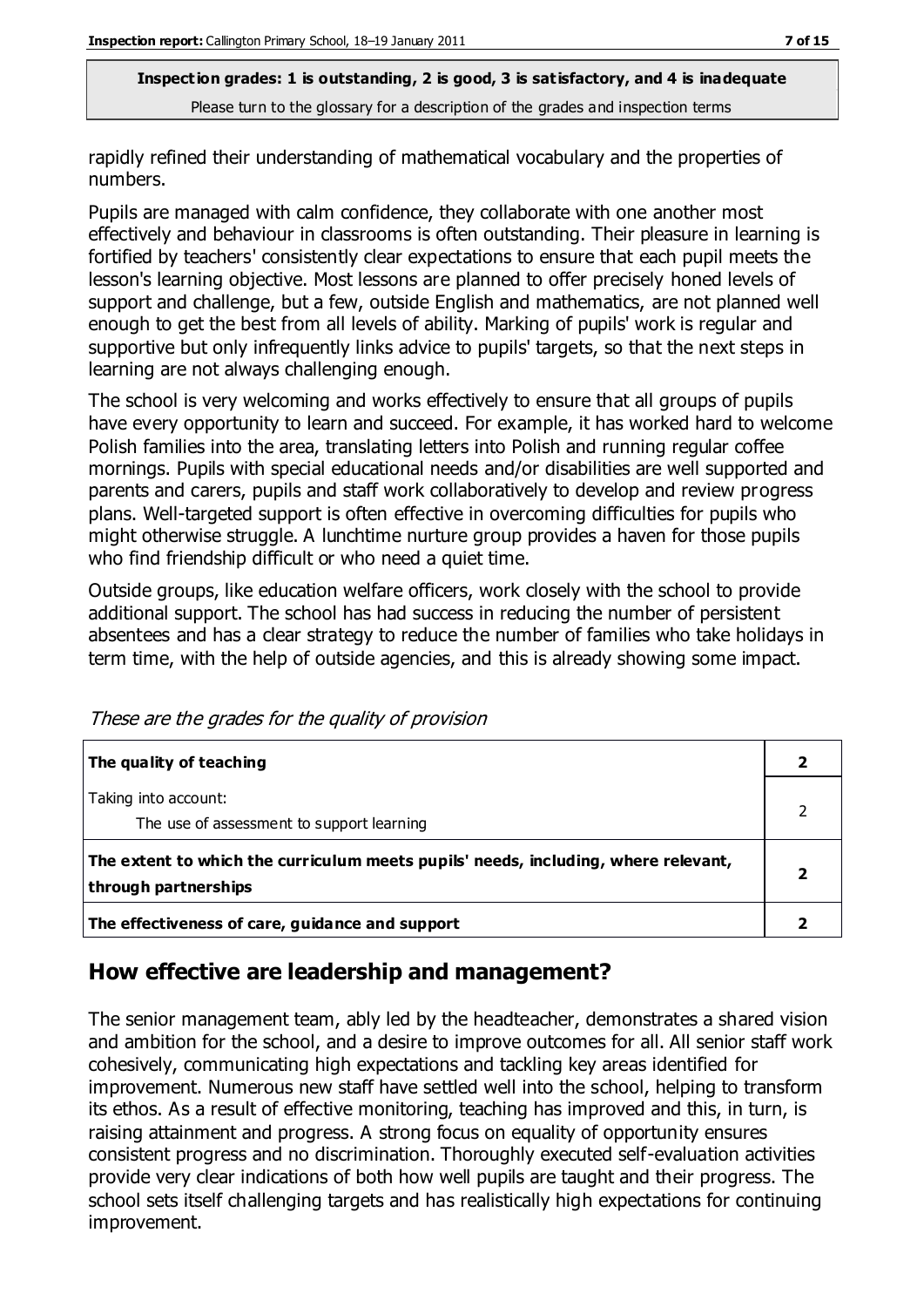rapidly refined their understanding of mathematical vocabulary and the properties of numbers.

Pupils are managed with calm confidence, they collaborate with one another most effectively and behaviour in classrooms is often outstanding. Their pleasure in learning is fortified by teachers' consistently clear expectations to ensure that each pupil meets the lesson's learning objective. Most lessons are planned to offer precisely honed levels of support and challenge, but a few, outside English and mathematics, are not planned well enough to get the best from all levels of ability. Marking of pupils' work is regular and supportive but only infrequently links advice to pupils' targets, so that the next steps in learning are not always challenging enough.

The school is very welcoming and works effectively to ensure that all groups of pupils have every opportunity to learn and succeed. For example, it has worked hard to welcome Polish families into the area, translating letters into Polish and running regular coffee mornings. Pupils with special educational needs and/or disabilities are well supported and parents and carers, pupils and staff work collaboratively to develop and review progress plans. Well-targeted support is often effective in overcoming difficulties for pupils who might otherwise struggle. A lunchtime nurture group provides a haven for those pupils who find friendship difficult or who need a quiet time.

Outside groups, like education welfare officers, work closely with the school to provide additional support. The school has had success in reducing the number of persistent absentees and has a clear strategy to reduce the number of families who take holidays in term time, with the help of outside agencies, and this is already showing some impact.

*These are the grades for the quality of provision*

| | |
|---|---|
| **The quality of teaching** | **2** |
| Taking into account: The use of assessment to support learning | 2 |
| **The extent to which the curriculum meets pupils' needs, including, where relevant, through partnerships** | **2** |
| **The effectiveness of care, guidance and support** | **2** |

## How effective are leadership and management?

The senior management team, ably led by the headteacher, demonstrates a shared vision and ambition for the school, and a desire to improve outcomes for all. All senior staff work cohesively, communicating high expectations and tackling key areas identified for improvement. Numerous new staff have settled well into the school, helping to transform its ethos. As a result of effective monitoring, teaching has improved and this, in turn, is raising attainment and progress. A strong focus on equality of opportunity ensures consistent progress and no discrimination. Thoroughly executed self-evaluation activities provide very clear indications of both how well pupils are taught and their progress. The school sets itself challenging targets and has realistically high expectations for continuing improvement.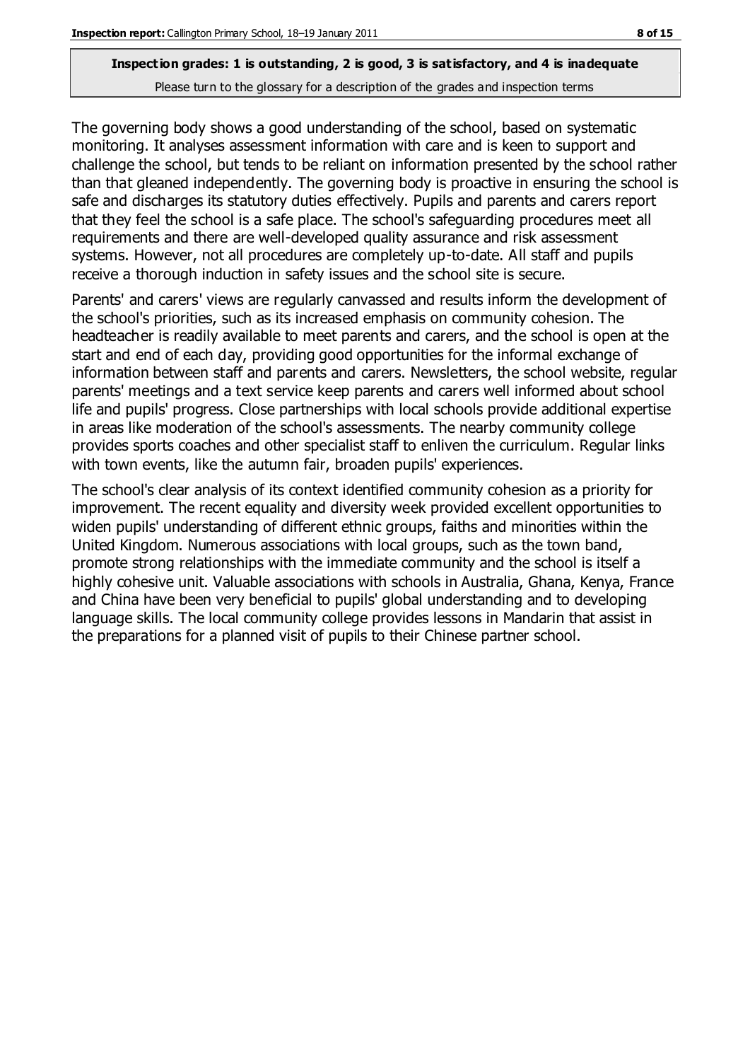**Inspection grades: 1 is outstanding, 2 is good, 3 is satisfactory, and 4 is inadequate**
Please turn to the glossary for a description of the grades and inspection terms

The governing body shows a good understanding of the school, based on systematic monitoring. It analyses assessment information with care and is keen to support and challenge the school, but tends to be reliant on information presented by the school rather than that gleaned independently. The governing body is proactive in ensuring the school is safe and discharges its statutory duties effectively. Pupils and parents and carers report that they feel the school is a safe place. The school's safeguarding procedures meet all requirements and there are well-developed quality assurance and risk assessment systems. However, not all procedures are completely up-to-date. All staff and pupils receive a thorough induction in safety issues and the school site is secure.

Parents' and carers' views are regularly canvassed and results inform the development of the school's priorities, such as its increased emphasis on community cohesion. The headteacher is readily available to meet parents and carers, and the school is open at the start and end of each day, providing good opportunities for the informal exchange of information between staff and parents and carers. Newsletters, the school website, regular parents' meetings and a text service keep parents and carers well informed about school life and pupils' progress. Close partnerships with local schools provide additional expertise in areas like moderation of the school's assessments. The nearby community college provides sports coaches and other specialist staff to enliven the curriculum. Regular links with town events, like the autumn fair, broaden pupils' experiences.

The school's clear analysis of its context identified community cohesion as a priority for improvement. The recent equality and diversity week provided excellent opportunities to widen pupils' understanding of different ethnic groups, faiths and minorities within the United Kingdom. Numerous associations with local groups, such as the town band, promote strong relationships with the immediate community and the school is itself a highly cohesive unit. Valuable associations with schools in Australia, Ghana, Kenya, France and China have been very beneficial to pupils' global understanding and to developing language skills. The local community college provides lessons in Mandarin that assist in the preparations for a planned visit of pupils to their Chinese partner school.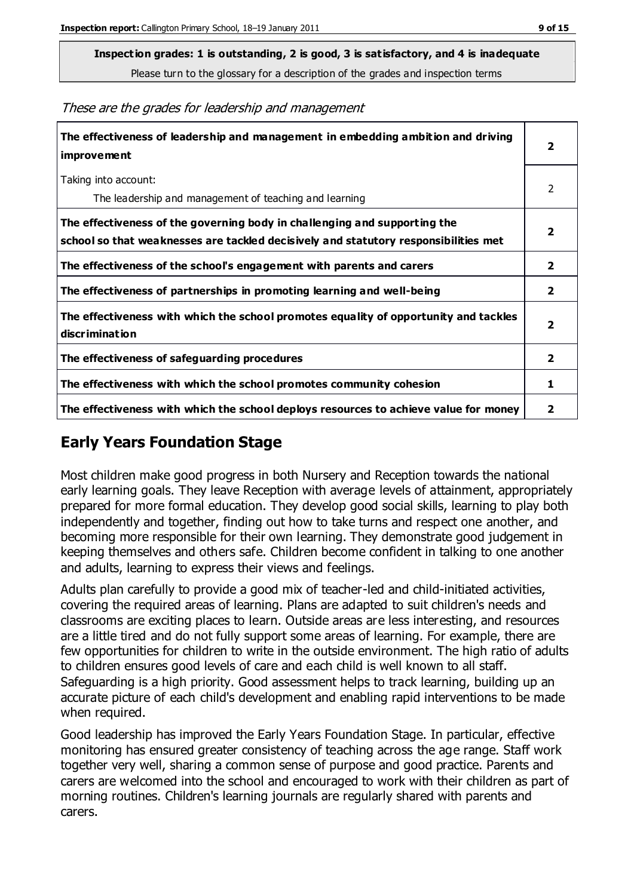**Inspection grades: 1 is outstanding, 2 is good, 3 is satisfactory, and 4 is inadequate**
Please turn to the glossary for a description of the grades and inspection terms

*These are the grades for leadership and management*

| | |
|---|---|
| **The effectiveness of leadership and management in embedding ambition and driving improvement** | **2** |
| Taking into account:<br>The leadership and management of teaching and learning | 2 |
| **The effectiveness of the governing body in challenging and supporting the school so that weaknesses are tackled decisively and statutory responsibilities met** | **2** |
| **The effectiveness of the school's engagement with parents and carers** | **2** |
| **The effectiveness of partnerships in promoting learning and well-being** | **2** |
| **The effectiveness with which the school promotes equality of opportunity and tackles discrimination** | **2** |
| **The effectiveness of safeguarding procedures** | **2** |
| **The effectiveness with which the school promotes community cohesion** | **1** |
| **The effectiveness with which the school deploys resources to achieve value for money** | **2** |

## Early Years Foundation Stage

Most children make good progress in both Nursery and Reception towards the national early learning goals. They leave Reception with average levels of attainment, appropriately prepared for more formal education. They develop good social skills, learning to play both independently and together, finding out how to take turns and respect one another, and becoming more responsible for their own learning. They demonstrate good judgement in keeping themselves and others safe. Children become confident in talking to one another and adults, learning to express their views and feelings.

Adults plan carefully to provide a good mix of teacher-led and child-initiated activities, covering the required areas of learning. Plans are adapted to suit children's needs and classrooms are exciting places to learn. Outside areas are less interesting, and resources are a little tired and do not fully support some areas of learning. For example, there are few opportunities for children to write in the outside environment. The high ratio of adults to children ensures good levels of care and each child is well known to all staff. Safeguarding is a high priority. Good assessment helps to track learning, building up an accurate picture of each child's development and enabling rapid interventions to be made when required.

Good leadership has improved the Early Years Foundation Stage. In particular, effective monitoring has ensured greater consistency of teaching across the age range. Staff work together very well, sharing a common sense of purpose and good practice. Parents and carers are welcomed into the school and encouraged to work with their children as part of morning routines. Children's learning journals are regularly shared with parents and carers.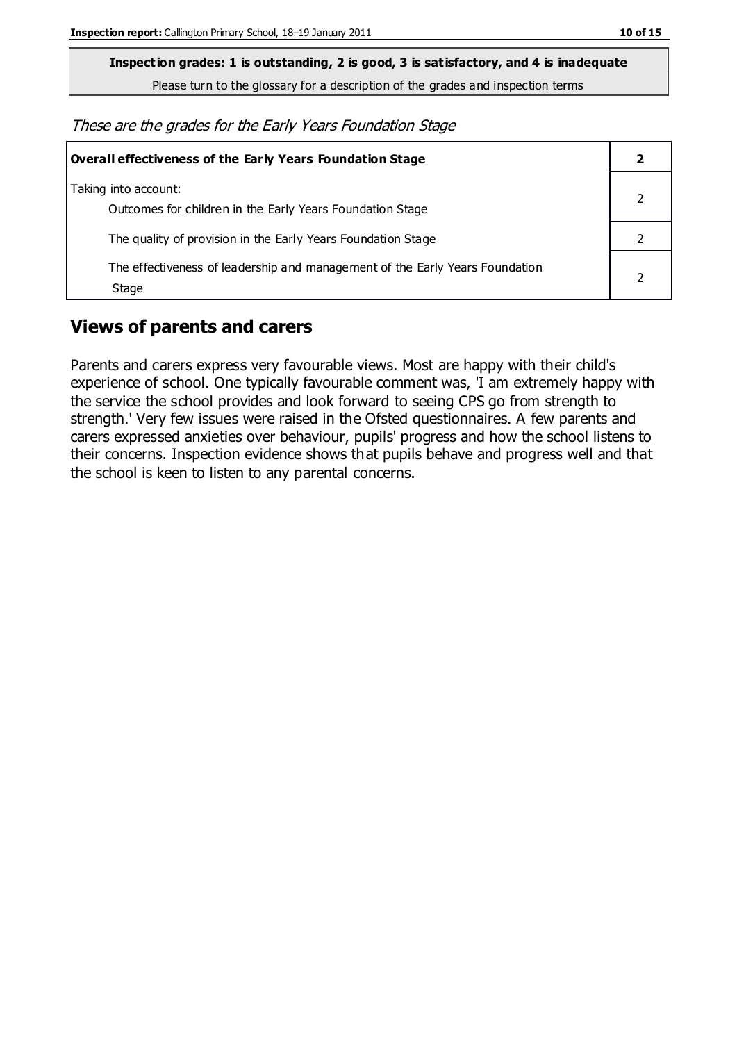**Inspection grades: 1 is outstanding, 2 is good, 3 is satisfactory, and 4 is inadequate**

Please turn to the glossary for a description of the grades and inspection terms

*These are the grades for the Early Years Foundation Stage*

| **Overall effectiveness of the Early Years Foundation Stage** | **2** |
|---|---|
| Taking into account: Outcomes for children in the Early Years Foundation Stage | 2 |
| The quality of provision in the Early Years Foundation Stage | 2 |
| The effectiveness of leadership and management of the Early Years Foundation Stage | 2 |

## Views of parents and carers

Parents and carers express very favourable views. Most are happy with their child's experience of school. One typically favourable comment was, 'I am extremely happy with the service the school provides and look forward to seeing CPS go from strength to strength.' Very few issues were raised in the Ofsted questionnaires. A few parents and carers expressed anxieties over behaviour, pupils' progress and how the school listens to their concerns. Inspection evidence shows that pupils behave and progress well and that the school is keen to listen to any parental concerns.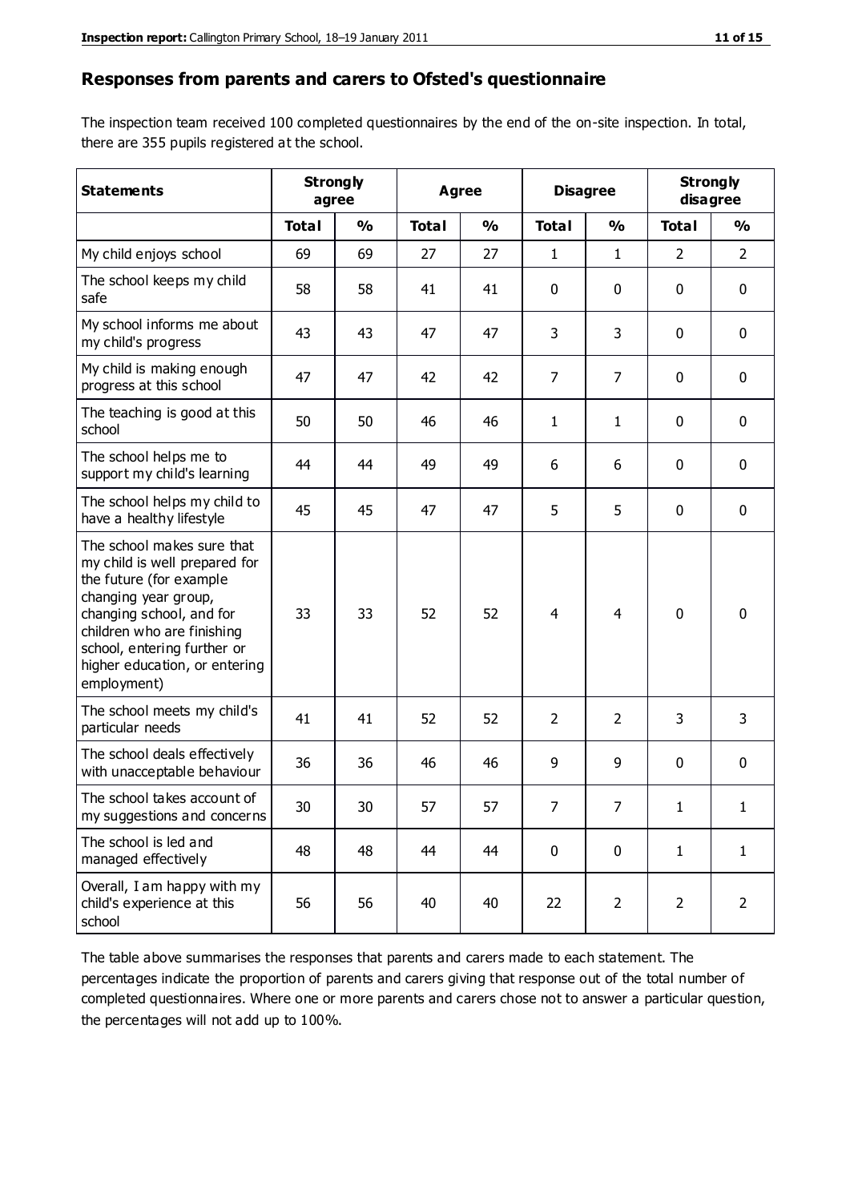## Responses from parents and carers to Ofsted's questionnaire

The inspection team received 100 completed questionnaires by the end of the on-site inspection. In total, there are 355 pupils registered at the school.

| Statements | Strongly agree | | Agree | | Disagree | | Strongly disagree | |
|---|---|---|---|---|---|---|---|---|
| | Total | % | Total | % | Total | % | Total | % |
| My child enjoys school | 69 | 69 | 27 | 27 | 1 | 1 | 2 | 2 |
| The school keeps my child safe | 58 | 58 | 41 | 41 | 0 | 0 | 0 | 0 |
| My school informs me about my child's progress | 43 | 43 | 47 | 47 | 3 | 3 | 0 | 0 |
| My child is making enough progress at this school | 47 | 47 | 42 | 42 | 7 | 7 | 0 | 0 |
| The teaching is good at this school | 50 | 50 | 46 | 46 | 1 | 1 | 0 | 0 |
| The school helps me to support my child's learning | 44 | 44 | 49 | 49 | 6 | 6 | 0 | 0 |
| The school helps my child to have a healthy lifestyle | 45 | 45 | 47 | 47 | 5 | 5 | 0 | 0 |
| The school makes sure that my child is well prepared for the future (for example changing year group, changing school, and for children who are finishing school, entering further or higher education, or entering employment) | 33 | 33 | 52 | 52 | 4 | 4 | 0 | 0 |
| The school meets my child's particular needs | 41 | 41 | 52 | 52 | 2 | 2 | 3 | 3 |
| The school deals effectively with unacceptable behaviour | 36 | 36 | 46 | 46 | 9 | 9 | 0 | 0 |
| The school takes account of my suggestions and concerns | 30 | 30 | 57 | 57 | 7 | 7 | 1 | 1 |
| The school is led and managed effectively | 48 | 48 | 44 | 44 | 0 | 0 | 1 | 1 |
| Overall, I am happy with my child's experience at this school | 56 | 56 | 40 | 40 | 22 | 2 | 2 | 2 |

The table above summarises the responses that parents and carers made to each statement. The percentages indicate the proportion of parents and carers giving that response out of the total number of completed questionnaires. Where one or more parents and carers chose not to answer a particular question, the percentages will not add up to 100%.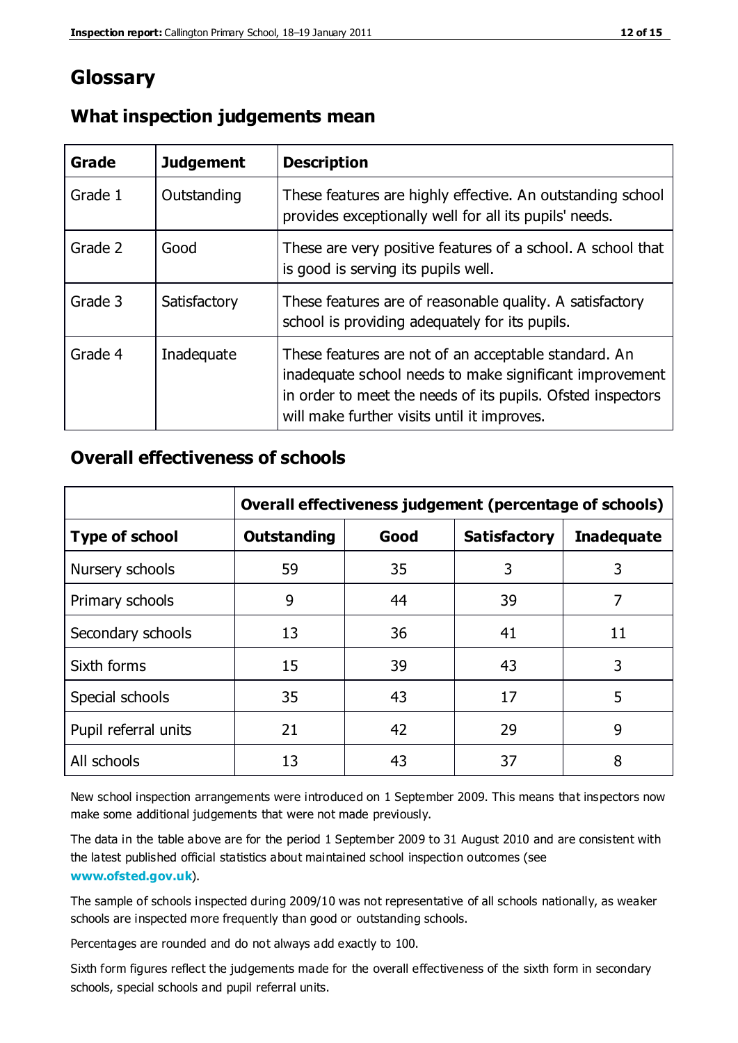# Glossary

## What inspection judgements mean

| Grade | Judgement | Description |
| --- | --- | --- |
| Grade 1 | Outstanding | These features are highly effective. An outstanding school provides exceptionally well for all its pupils' needs. |
| Grade 2 | Good | These are very positive features of a school. A school that is good is serving its pupils well. |
| Grade 3 | Satisfactory | These features are of reasonable quality. A satisfactory school is providing adequately for its pupils. |
| Grade 4 | Inadequate | These features are not of an acceptable standard. An inadequate school needs to make significant improvement in order to meet the needs of its pupils. Ofsted inspectors will make further visits until it improves. |

## Overall effectiveness of schools

| | Overall effectiveness judgement (percentage of schools) | | | |
| --- | --- | --- | --- | --- |
| **Type of school** | **Outstanding** | **Good** | **Satisfactory** | **Inadequate** |
| Nursery schools | 59 | 35 | 3 | 3 |
| Primary schools | 9 | 44 | 39 | 7 |
| Secondary schools | 13 | 36 | 41 | 11 |
| Sixth forms | 15 | 39 | 43 | 3 |
| Special schools | 35 | 43 | 17 | 5 |
| Pupil referral units | 21 | 42 | 29 | 9 |
| All schools | 13 | 43 | 37 | 8 |

New school inspection arrangements were introduced on 1 September 2009. This means that inspectors now make some additional judgements that were not made previously.

The data in the table above are for the period 1 September 2009 to 31 August 2010 and are consistent with the latest published official statistics about maintained school inspection outcomes (see **www.ofsted.gov.uk**).

The sample of schools inspected during 2009/10 was not representative of all schools nationally, as weaker schools are inspected more frequently than good or outstanding schools.

Percentages are rounded and do not always add exactly to 100.

Sixth form figures reflect the judgements made for the overall effectiveness of the sixth form in secondary schools, special schools and pupil referral units.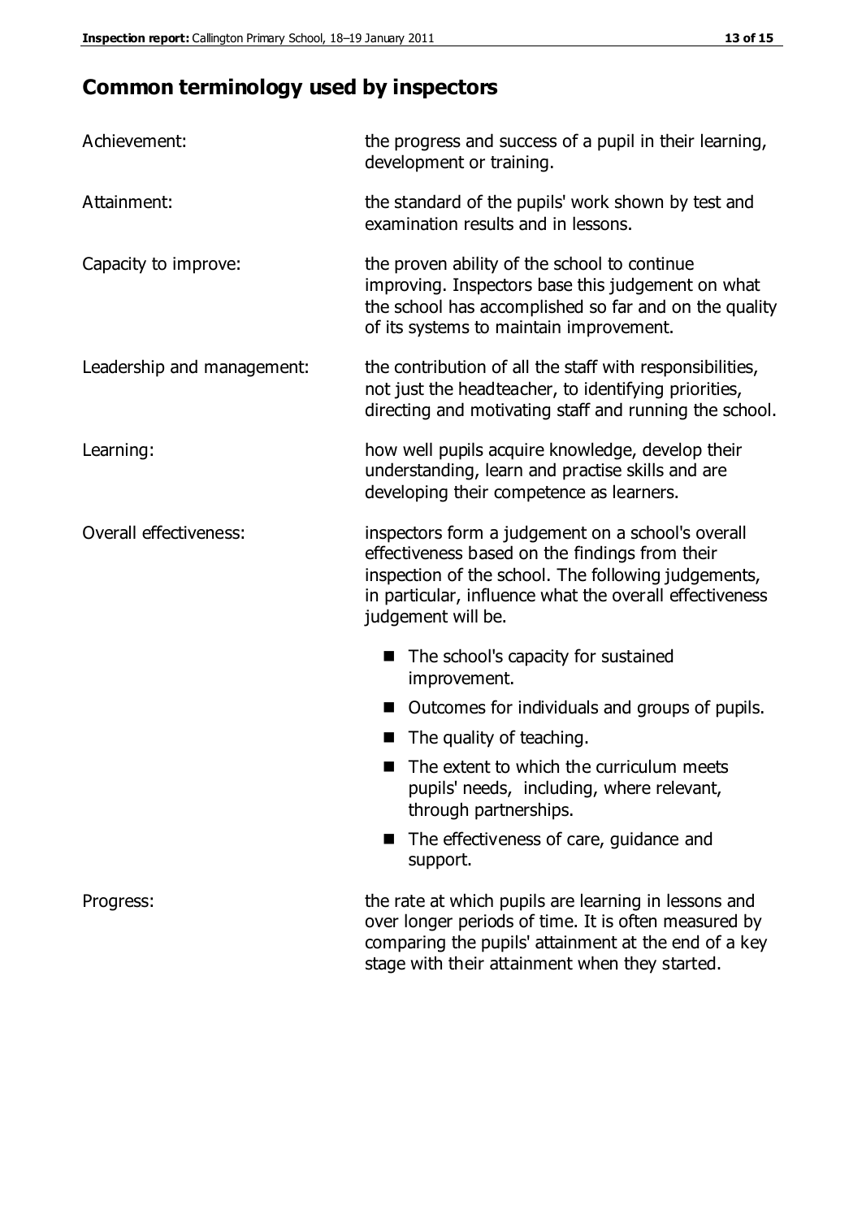## Common terminology used by inspectors

| | |
|---|---|
| Achievement: | the progress and success of a pupil in their learning, development or training. |
| Attainment: | the standard of the pupils' work shown by test and examination results and in lessons. |
| Capacity to improve: | the proven ability of the school to continue improving. Inspectors base this judgement on what the school has accomplished so far and on the quality of its systems to maintain improvement. |
| Leadership and management: | the contribution of all the staff with responsibilities, not just the headteacher, to identifying priorities, directing and motivating staff and running the school. |
| Learning: | how well pupils acquire knowledge, develop their understanding, learn and practise skills and are developing their competence as learners. |
| Overall effectiveness: | inspectors form a judgement on a school's overall effectiveness based on the findings from their inspection of the school. The following judgements, in particular, influence what the overall effectiveness judgement will be.<br>■ The school's capacity for sustained improvement.<br>■ Outcomes for individuals and groups of pupils.<br>■ The quality of teaching.<br>■ The extent to which the curriculum meets pupils' needs, including, where relevant, through partnerships.<br>■ The effectiveness of care, guidance and support. |
| Progress: | the rate at which pupils are learning in lessons and over longer periods of time. It is often measured by comparing the pupils' attainment at the end of a key stage with their attainment when they started. |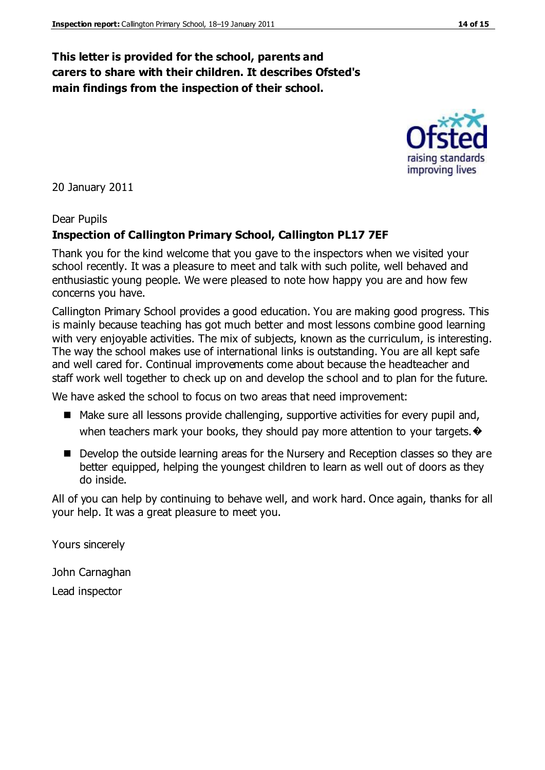**This letter is provided for the school, parents and carers to share with their children. It describes Ofsted's main findings from the inspection of their school.**

20 January 2011

Dear Pupils

**Inspection of Callington Primary School, Callington PL17 7EF**

Thank you for the kind welcome that you gave to the inspectors when we visited your school recently. It was a pleasure to meet and talk with such polite, well behaved and enthusiastic young people. We were pleased to note how happy you are and how few concerns you have.

Callington Primary School provides a good education. You are making good progress. This is mainly because teaching has got much better and most lessons combine good learning with very enjoyable activities. The mix of subjects, known as the curriculum, is interesting. The way the school makes use of international links is outstanding. You are all kept safe and well cared for. Continual improvements come about because the headteacher and staff work well together to check up on and develop the school and to plan for the future.

We have asked the school to focus on two areas that need improvement:

- Make sure all lessons provide challenging, supportive activities for every pupil and, when teachers mark your books, they should pay more attention to your targets.�
- Develop the outside learning areas for the Nursery and Reception classes so they are better equipped, helping the youngest children to learn as well out of doors as they do inside.

All of you can help by continuing to behave well, and work hard. Once again, thanks for all your help. It was a great pleasure to meet you.

Yours sincerely

John Carnaghan

Lead inspector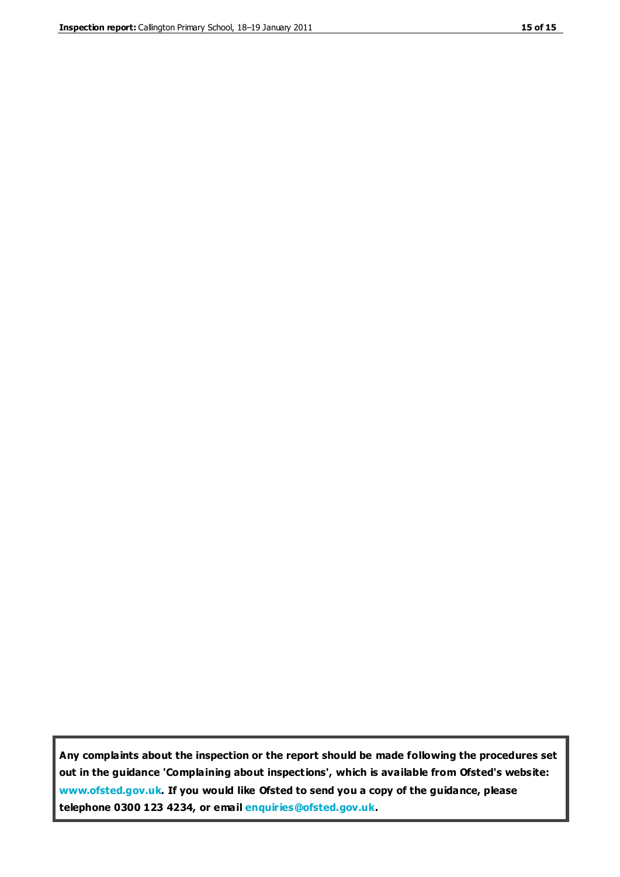**Any complaints about the inspection or the report should be made following the procedures set out in the guidance 'Complaining about inspections', which is available from Ofsted's website: www.ofsted.gov.uk. If you would like Ofsted to send you a copy of the guidance, please telephone 0300 123 4234, or email enquiries@ofsted.gov.uk.**